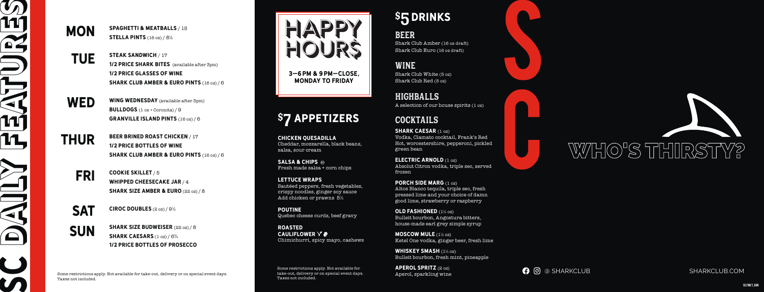# SC DAILY FEATURES

**MON**

**SPAGHETTI & MEATBALLS** / 15
**STELLA PINTS** (16 oz) / 8½

**TUE**

**STEAK SANDWICH** / 17
**1/2 PRICE SHARK BITES** (available after 3pm)
**1/2 PRICE GLASSES OF WINE**
**SHARK CLUB AMBER & EURO PINTS** (16 oz) / 6

**WED**

**WING WEDNESDAY** (available after 3pm)
**BULLDOGS** (1 oz + Coronita) / 9
**GRANVILLE ISLAND PINTS** (16 oz) / 6

**THUR**

**BEER BRINED ROAST CHICKEN** / 17
**1/2 PRICE BOTTLES OF WINE**
**SHARK CLUB AMBER & EURO PINTS** (16 oz) / 6

**FRI**

**COOKIE SKILLET** / 5
**WHIPPED CHEESECAKE JAR** / 4
**SHARK SIZE AMBER & EURO** (22 oz) / 8

**SAT**

**CIROC DOUBLES** (2 oz) / 9½

**SUN**

**SHARK SIZE BUDWEISER** (22 oz) / 8
**SHARK CAESARS** (1 oz) / 6¾
**1/2 PRICE BOTTLES OF PROSECCO**

Some restrictions apply. Not available for take-out, delivery or on special event days. Taxes not included.

# HAPPY HOUR$

**3—6 PM & 9 PM—CLOSE, MONDAY TO FRIDAY**

## $7 APPETIZERS

**CHICKEN QUESADILLA**
Cheddar, mozzarella, black beans, salsa, sour cream

**SALSA & CHIPS**
Fresh made salsa + corn chips

**LETTUCE WRAPS**
Sautéed peppers, fresh vegetables, crispy noodles, ginger soy sauce
Add chicken or prawns 5½

**POUTINE**
Quebec cheese curds, beef gravy

**ROASTED CAULIFLOWER**
Chimichurri, spicy mayo, cashews

Some restrictions apply. Not available for take-out, delivery or on special event days. Taxes not included.

## $5 DRINKS

### BEER

Shark Club Amber (16 oz draft)
Shark Club Euro (16 oz draft)

### WINE

Shark Club White (5 oz)
Shark Club Red (5 oz)

### HIGHBALLS

A selection of our house spirits (1 oz)

### COCKTAILS

**SHARK CAESAR** (1 oz)
Vodka, Clamato cocktail, Frank's Red Hot, worcestershire, pepperoni, pickled green bean

**ELECTRIC ARNOLD** (1 oz)
Absolut Citron vodka, triple sec, served frozen

**PORCH SIDE MARG** (1 oz)
Altos Blanco tequila, triple sec, fresh pressed lime and your choice of damn good lime, strawberry or raspberry

**OLD FASHIONED** (1¼ oz)
Bulleit bourbon, Angostura bitters, house-made earl grey simple syrup

**MOSCOW MULE** (1¼ oz)
Ketel One vodka, ginger beer, fresh lime

**WHISKEY SMASH** (1¼ oz)
Bulleit bourbon, fresh mint, pineapple

**APEROL SPRITZ** (2 oz)
Aperol, sparkling wine

SC

# WHO'S THIRSTY?

@ SHARKCLUB

SHARKCLUB.COM

SC.FW21_VAN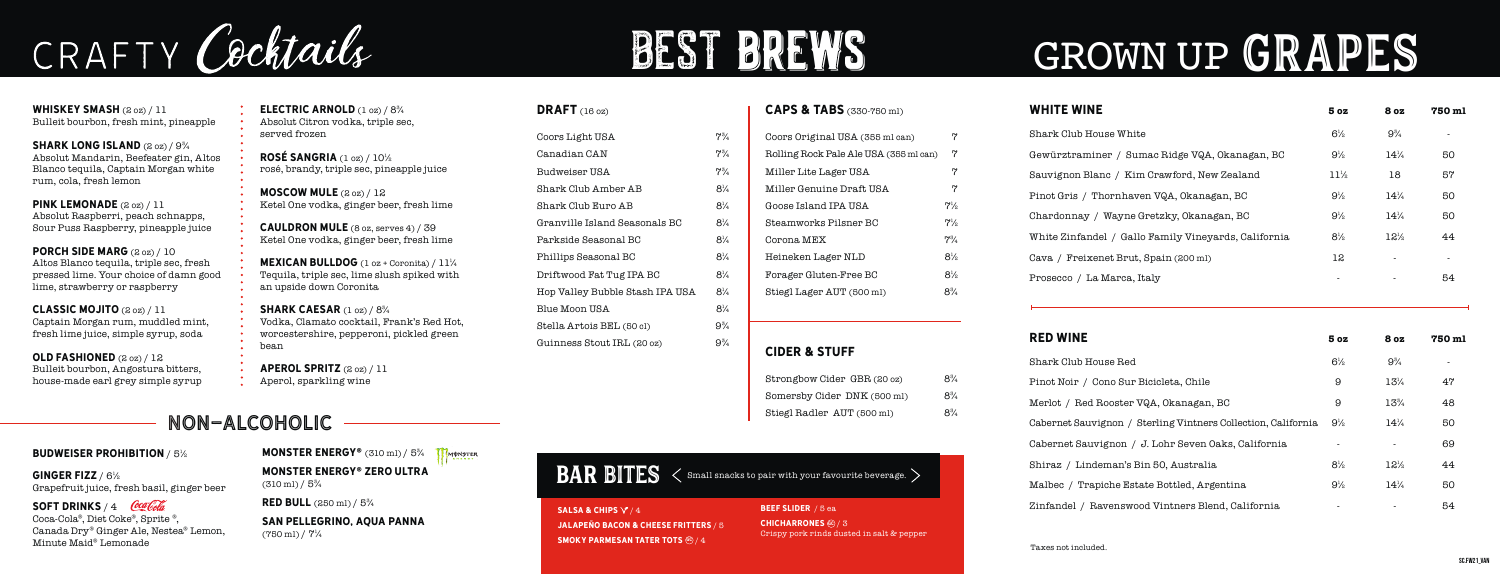# CRAFTY Cocktails

**WHISKEY SMASH** (2 oz) / 11
Bulleit bourbon, fresh mint, pineapple

**SHARK LONG ISLAND** (2 oz) / 9¾
Absolut Mandarin, Beefeater gin, Altos Blanco tequila, Captain Morgan white rum, cola, fresh lemon

**PINK LEMONADE** (2 oz) / 11
Absolut Raspberri, peach schnapps, Sour Puss Raspberry, pineapple juice

**PORCH SIDE MARG** (2 oz) / 10
Altos Blanco tequila, triple sec, fresh pressed lime. Your choice of damn good lime, strawberry or raspberry

**CLASSIC MOJITO** (2 oz) / 11
Captain Morgan rum, muddled mint, fresh lime juice, simple syrup, soda

**OLD FASHIONED** (2 oz) / 12
Bulleit bourbon, Angostura bitters, house-made earl grey simple syrup

**ELECTRIC ARNOLD** (1 oz) / 8¾
Absolut Citron vodka, triple sec, served frozen

**ROSÉ SANGRIA** (1 oz) / 10½
rosé, brandy, triple sec, pineapple juice

**MOSCOW MULE** (2 oz) / 12
Ketel One vodka, ginger beer, fresh lime

**CAULDRON MULE** (8 oz, serves 4) / 39
Ketel One vodka, ginger beer, fresh lime

**MEXICAN BULLDOG** (1 oz + Coronita) / 11¼
Tequila, triple sec, lime slush spiked with an upside down Coronita

**SHARK CAESAR** (1 oz) / 8¾
Vodka, Clamato cocktail, Frank's Red Hot, worcestershire, pepperoni, pickled green bean

**APEROL SPRITZ** (2 oz) / 11
Aperol, sparkling wine

## NON-ALCOHOLIC

**BUDWEISER PROHIBITION** / 5½

**GINGER FIZZ** / 6½
Grapefruit juice, fresh basil, ginger beer

**SOFT DRINKS** / 4
Coca-Cola®, Diet Coke®, Sprite®, Canada Dry® Ginger Ale, Nestea® Lemon, Minute Maid® Lemonade

**MONSTER ENERGY®** (310 ml) / 5¾

**MONSTER ENERGY® ZERO ULTRA** (310 ml) / 5¾

**RED BULL** (250 ml) / 5¾

**SAN PELLEGRINO, AQUA PANNA** (750 ml) / 7¼

# BEST BREWS

## DRAFT (16 oz)

| | |
|---|---|
| Coors Light USA | 7¾ |
| Canadian CAN | 7¾ |
| Budweiser USA | 7¾ |
| Shark Club Amber AB | 8¼ |
| Shark Club Euro AB | 8¼ |
| Granville Island Seasonals BC | 8¼ |
| Parkside Seasonal BC | 8¼ |
| Phillips Seasonal BC | 8¼ |
| Driftwood Fat Tug IPA BC | 8¼ |
| Hop Valley Bubble Stash IPA USA | 8¼ |
| Blue Moon USA | 8¼ |
| Stella Artois BEL (50 cl) | 9¾ |
| Guinness Stout IRL (20 oz) | 9¾ |

## CAPS & TABS (330-750 ml)

| | |
|---|---|
| Coors Original USA (355 ml can) | 7 |
| Rolling Rock Pale Ale USA (355 ml can) | 7 |
| Miller Lite Lager USA | 7 |
| Miller Genuine Draft USA | 7 |
| Goose Island IPA USA | 7½ |
| Steamworks Pilsner BC | 7½ |
| Corona MEX | 7¾ |
| Heineken Lager NLD | 8½ |
| Forager Gluten-Free BC | 8½ |
| Stiegl Lager AUT (500 ml) | 8¾ |

## CIDER & STUFF

| | |
|---|---|
| Strongbow Cider GBR (20 oz) | 8¾ |
| Somersby Cider DNK (500 ml) | 8¾ |
| Stiegl Radler AUT (500 ml) | 8¾ |

## BAR BITES < Small snacks to pair with your favourite beverage. >

**SALSA & CHIPS** / 4

**JALAPEÑO BACON & CHEESE FRITTERS** / 5

**SMOKY PARMESAN TATER TOTS** / 4

**BEEF SLIDER** / 5 ea

**CHICHARRONES** / 3
Crispy pork rinds dusted in salt & pepper

# GROWN UP GRAPES

| WHITE WINE | 5 oz | 8 oz | 750 ml |
|---|---|---|---|
| Shark Club House White | 6½ | 9¾ | - |
| Gewürztraminer / Sumac Ridge VQA, Okanagan, BC | 9½ | 14¼ | 50 |
| Sauvignon Blanc / Kim Crawford, New Zealand | 11½ | 18 | 57 |
| Pinot Gris / Thornhaven VQA, Okanagan, BC | 9½ | 14¼ | 50 |
| Chardonnay / Wayne Gretzky, Okanagan, BC | 9½ | 14¼ | 50 |
| White Zinfandel / Gallo Family Vineyards, California | 8½ | 12½ | 44 |
| Cava / Freixenet Brut, Spain (200 ml) | 12 | - | - |
| Prosecco / La Marca, Italy | - | - | 54 |

| RED WINE | 5 oz | 8 oz | 750 ml |
|---|---|---|---|
| Shark Club House Red | 6½ | 9¾ | - |
| Pinot Noir / Cono Sur Bicicleta, Chile | 9 | 13¼ | 47 |
| Merlot / Red Rooster VQA, Okanagan, BC | 9 | 13¾ | 48 |
| Cabernet Sauvignon / Sterling Vintners Collection, California | 9½ | 14¼ | 50 |
| Cabernet Sauvignon / J. Lohr Seven Oaks, California | - | - | 69 |
| Shiraz / Lindeman's Bin 50, Australia | 8½ | 12½ | 44 |
| Malbec / Trapiche Estate Bottled, Argentina | 9½ | 14¼ | 50 |
| Zinfandel / Ravenswood Vintners Blend, California | - | - | 54 |

Taxes not included.

SC.FW21_VAN